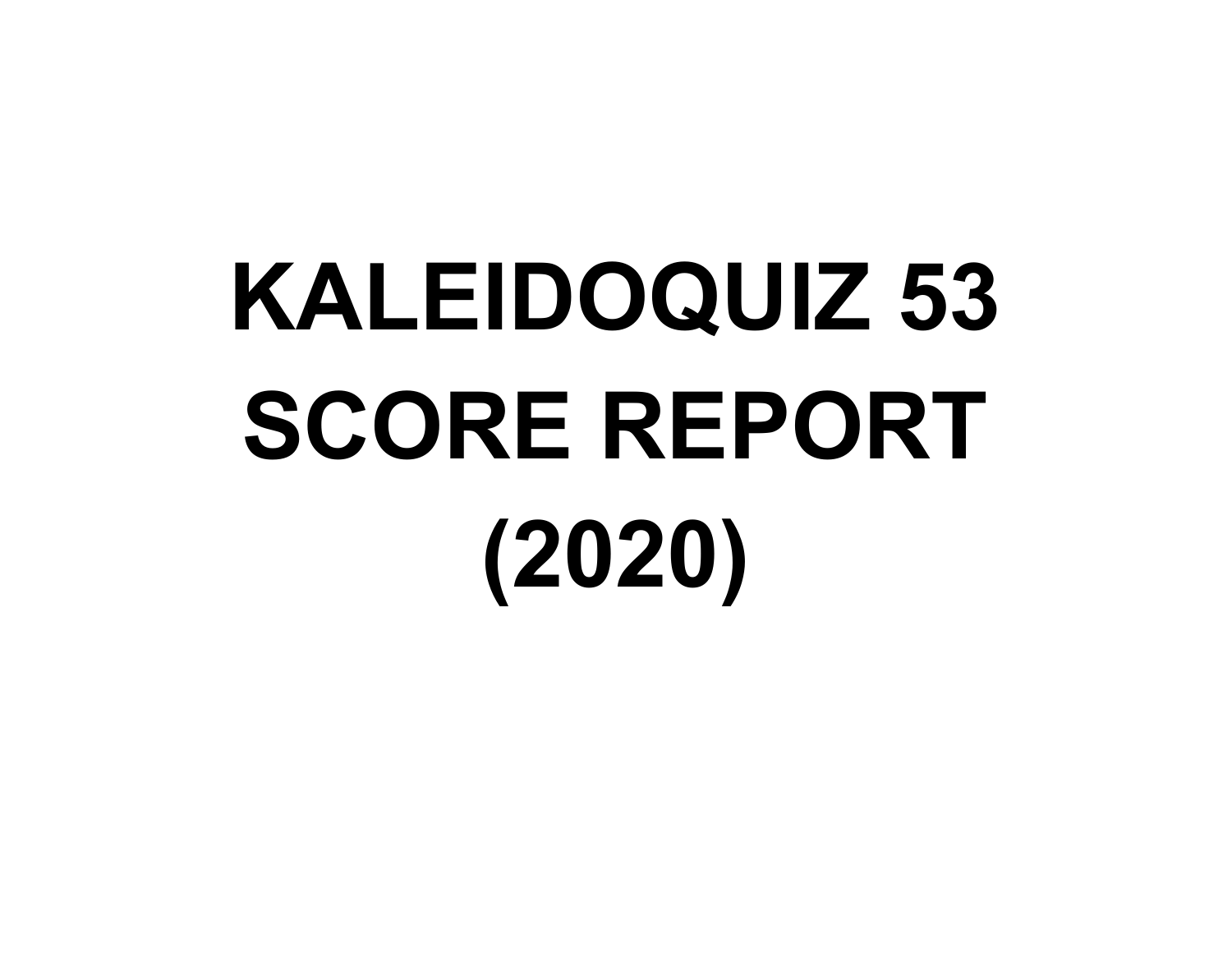# KALEIDOQUIZ 53
# SCORE REPORT
# (2020)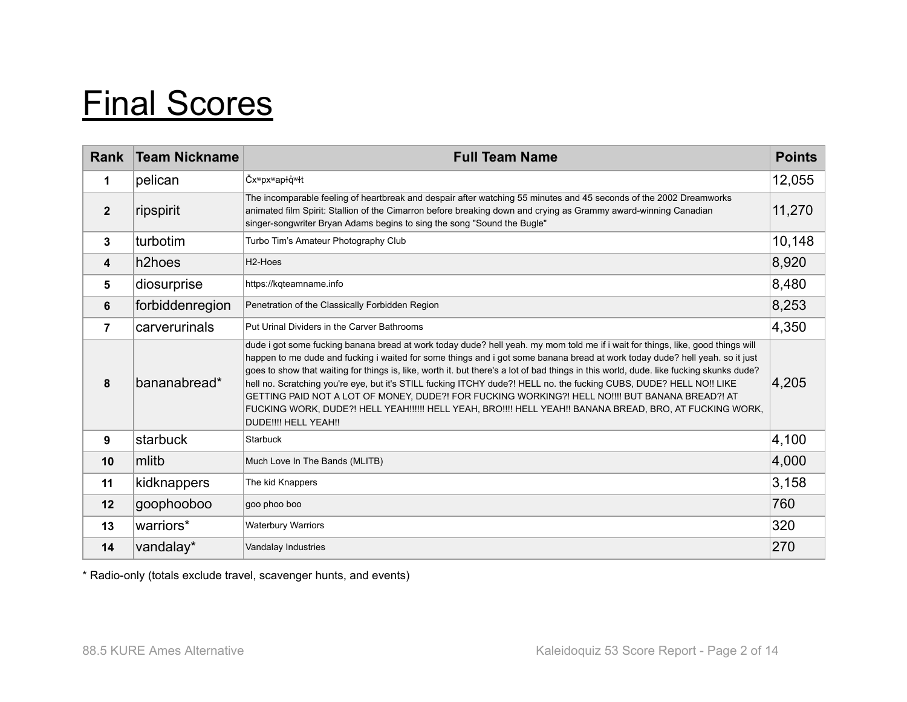# Final Scores

| Rank | Team Nickname | Full Team Name | Points |
|---|---|---|---|
| 1 | pelican | Čxʷpxʷapłq̓ʷłt | 12,055 |
| 2 | ripspirit | The incomparable feeling of heartbreak and despair after watching 55 minutes and 45 seconds of the 2002 Dreamworks animated film Spirit: Stallion of the Cimarron before breaking down and crying as Grammy award-winning Canadian singer-songwriter Bryan Adams begins to sing the song "Sound the Bugle" | 11,270 |
| 3 | turbotim | Turbo Tim's Amateur Photography Club | 10,148 |
| 4 | h2hoes | H2-Hoes | 8,920 |
| 5 | diosurprise | https://kqteamname.info | 8,480 |
| 6 | forbiddenregion | Penetration of the Classically Forbidden Region | 8,253 |
| 7 | carverurinals | Put Urinal Dividers in the Carver Bathrooms | 4,350 |
| 8 | bananabread* | dude i got some fucking banana bread at work today dude? hell yeah. my mom told me if i wait for things, like, good things will happen to me dude and fucking i waited for some things and i got some banana bread at work today dude? hell yeah. so it just goes to show that waiting for things is, like, worth it. but there's a lot of bad things in this world, dude. like fucking skunks dude? hell no. Scratching you're eye, but it's STILL fucking ITCHY dude?! HELL no. the fucking CUBS, DUDE? HELL NO!! LIKE GETTING PAID NOT A LOT OF MONEY, DUDE?! FOR FUCKING WORKING?! HELL NO!!!! BUT BANANA BREAD?! AT FUCKING WORK, DUDE?! HELL YEAH!!!!!! HELL YEAH, BRO!!!! HELL YEAH!! BANANA BREAD, BRO, AT FUCKING WORK, DUDE!!!! HELL YEAH!! | 4,205 |
| 9 | starbuck | Starbuck | 4,100 |
| 10 | mlitb | Much Love In The Bands (MLITB) | 4,000 |
| 11 | kidknappers | The kid Knappers | 3,158 |
| 12 | goophooboo | goo phoo boo | 760 |
| 13 | warriors* | Waterbury Warriors | 320 |
| 14 | vandalay* | Vandalay Industries | 270 |

* Radio-only (totals exclude travel, scavenger hunts, and events)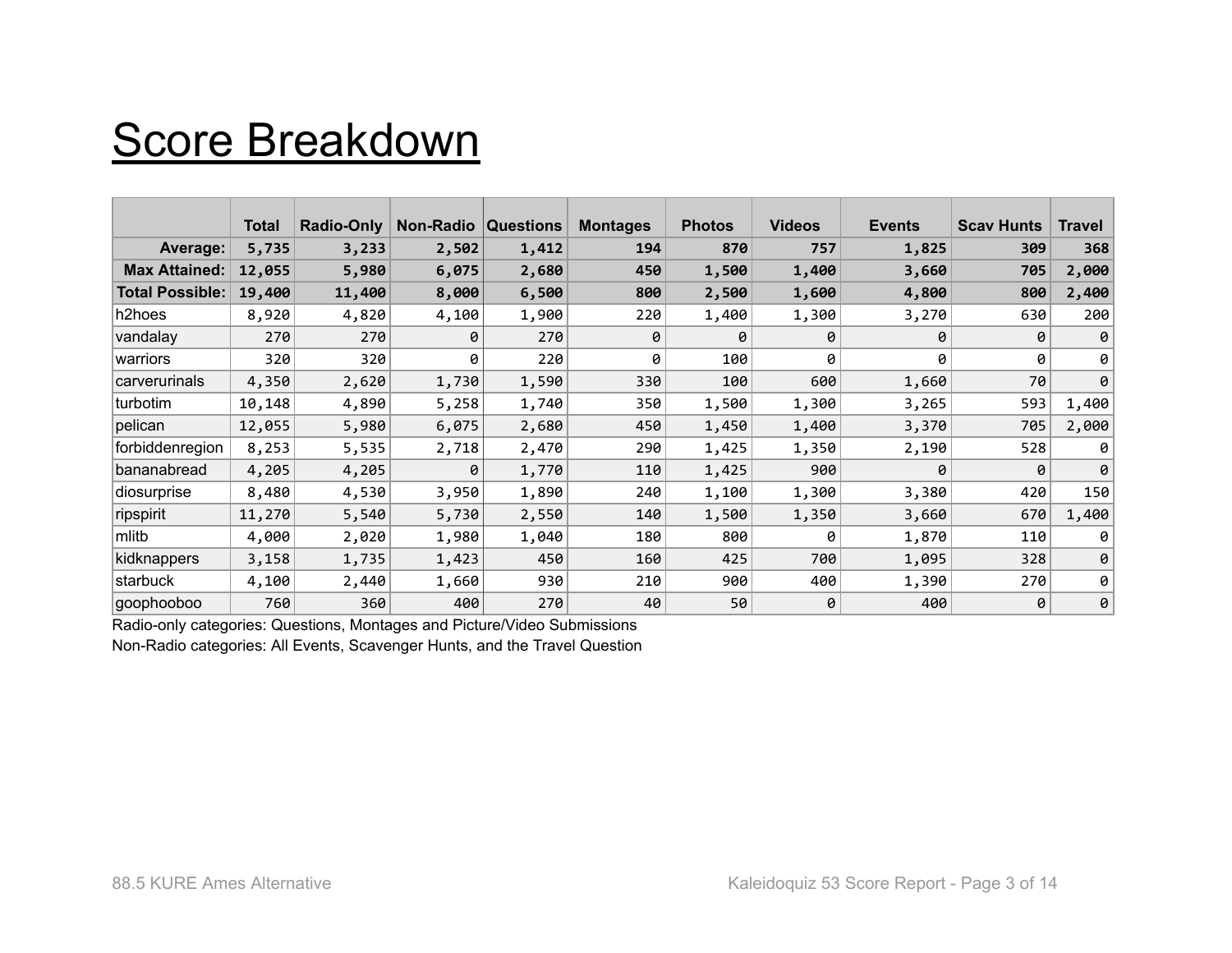# Score Breakdown

| | Total | Radio-Only | Non-Radio | Questions | Montages | Photos | Videos | Events | Scav Hunts | Travel |
|---|---|---|---|---|---|---|---|---|---|---|
| **Average:** | **5,735** | **3,233** | **2,502** | **1,412** | **194** | **870** | **757** | **1,825** | **309** | **368** |
| **Max Attained:** | **12,055** | **5,980** | **6,075** | **2,680** | **450** | **1,500** | **1,400** | **3,660** | **705** | **2,000** |
| **Total Possible:** | **19,400** | **11,400** | **8,000** | **6,500** | **800** | **2,500** | **1,600** | **4,800** | **800** | **2,400** |
| h2hoes | 8,920 | 4,820 | 4,100 | 1,900 | 220 | 1,400 | 1,300 | 3,270 | 630 | 200 |
| vandalay | 270 | 270 | 0 | 270 | 0 | 0 | 0 | 0 | 0 | 0 |
| warriors | 320 | 320 | 0 | 220 | 0 | 100 | 0 | 0 | 0 | 0 |
| carverurinals | 4,350 | 2,620 | 1,730 | 1,590 | 330 | 100 | 600 | 1,660 | 70 | 0 |
| turbotim | 10,148 | 4,890 | 5,258 | 1,740 | 350 | 1,500 | 1,300 | 3,265 | 593 | 1,400 |
| pelican | 12,055 | 5,980 | 6,075 | 2,680 | 450 | 1,450 | 1,400 | 3,370 | 705 | 2,000 |
| forbiddenregion | 8,253 | 5,535 | 2,718 | 2,470 | 290 | 1,425 | 1,350 | 2,190 | 528 | 0 |
| bananabread | 4,205 | 4,205 | 0 | 1,770 | 110 | 1,425 | 900 | 0 | 0 | 0 |
| diosurprise | 8,480 | 4,530 | 3,950 | 1,890 | 240 | 1,100 | 1,300 | 3,380 | 420 | 150 |
| ripspirit | 11,270 | 5,540 | 5,730 | 2,550 | 140 | 1,500 | 1,350 | 3,660 | 670 | 1,400 |
| mlitb | 4,000 | 2,020 | 1,980 | 1,040 | 180 | 800 | 0 | 1,870 | 110 | 0 |
| kidknappers | 3,158 | 1,735 | 1,423 | 450 | 160 | 425 | 700 | 1,095 | 328 | 0 |
| starbuck | 4,100 | 2,440 | 1,660 | 930 | 210 | 900 | 400 | 1,390 | 270 | 0 |
| goophooboo | 760 | 360 | 400 | 270 | 40 | 50 | 0 | 400 | 0 | 0 |

Radio-only categories: Questions, Montages and Picture/Video Submissions

Non-Radio categories: All Events, Scavenger Hunts, and the Travel Question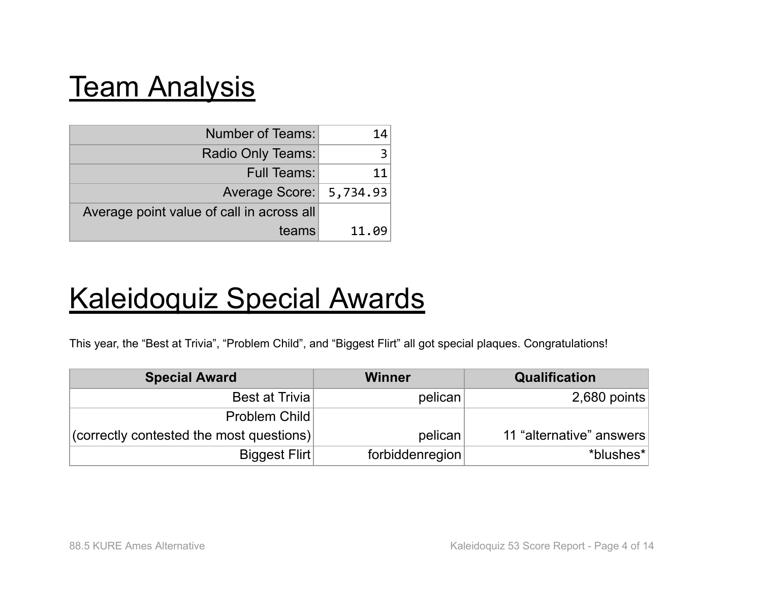# Team Analysis

| | |
|---:|---:|
| Number of Teams: | 14 |
| Radio Only Teams: | 3 |
| Full Teams: | 11 |
| Average Score: | 5,734.93 |
| Average point value of call in across all teams | 11.09 |

# Kaleidoquiz Special Awards

This year, the “Best at Trivia”, “Problem Child”, and “Biggest Flirt” all got special plaques. Congratulations!

| Special Award | Winner | Qualification |
|---:|---:|---:|
| Best at Trivia | pelican | 2,680 points |
| Problem Child (correctly contested the most questions) | pelican | 11 “alternative” answers |
| Biggest Flirt | forbiddenregion | *blushes* |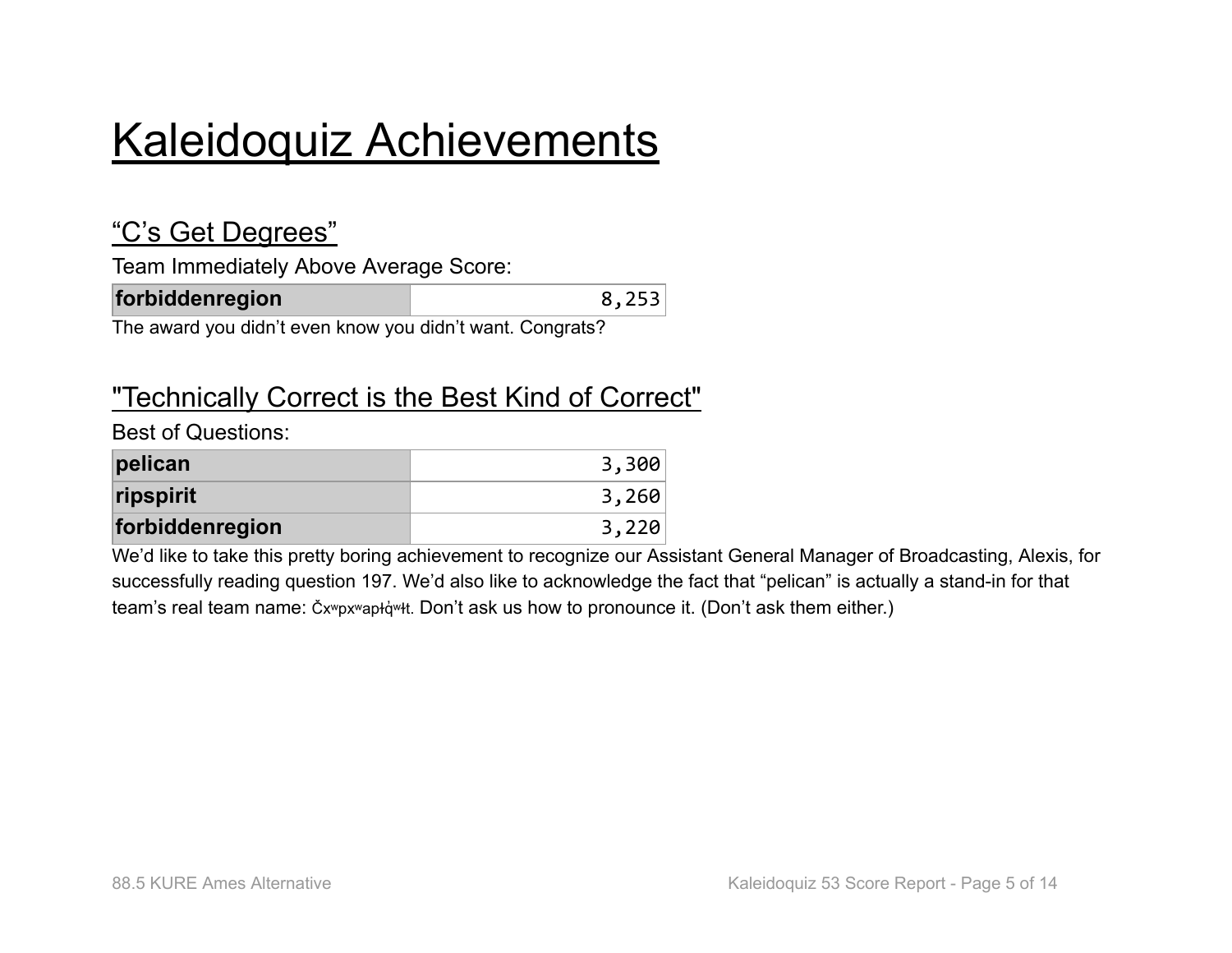# Kaleidoquiz Achievements

## "C's Get Degrees"

Team Immediately Above Average Score:

| | |
|---|---:|
| **forbiddenregion** | 8,253 |

The award you didn't even know you didn't want. Congrats?

## "Technically Correct is the Best Kind of Correct"

Best of Questions:

| | |
|---|---:|
| **pelican** | 3,300 |
| **ripspirit** | 3,260 |
| **forbiddenregion** | 3,220 |

We'd like to take this pretty boring achievement to recognize our Assistant General Manager of Broadcasting, Alexis, for successfully reading question 197. We'd also like to acknowledge the fact that "pelican" is actually a stand-in for that team's real team name: Čxʷpxʷapłq̓ʷɬt. Don't ask us how to pronounce it. (Don't ask them either.)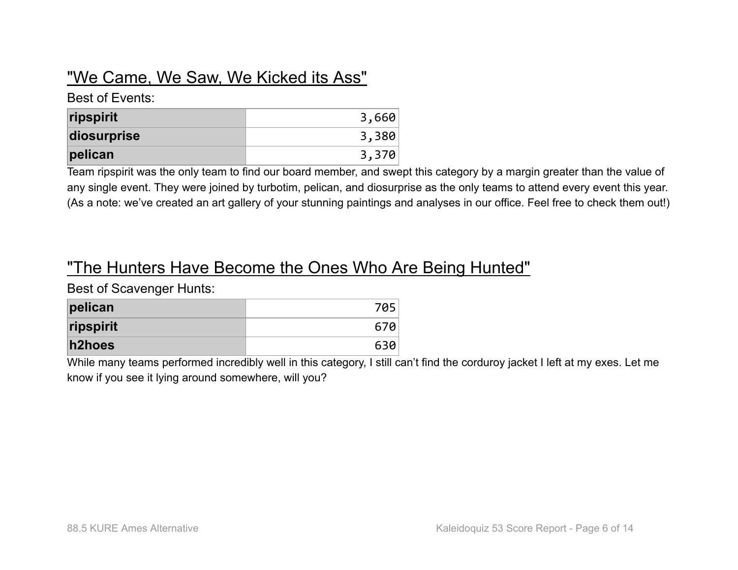## "We Came, We Saw, We Kicked its Ass"

Best of Events:

| | |
|---|---|
| **ripspirit** | 3,660 |
| **diosurprise** | 3,380 |
| **pelican** | 3,370 |

Team ripspirit was the only team to find our board member, and swept this category by a margin greater than the value of any single event. They were joined by turbotim, pelican, and diosurprise as the only teams to attend every event this year. (As a note: we've created an art gallery of your stunning paintings and analyses in our office. Feel free to check them out!)

## "The Hunters Have Become the Ones Who Are Being Hunted"

Best of Scavenger Hunts:

| | |
|---|---|
| **pelican** | 705 |
| **ripspirit** | 670 |
| **h2hoes** | 630 |

While many teams performed incredibly well in this category, I still can't find the corduroy jacket I left at my exes. Let me know if you see it lying around somewhere, will you?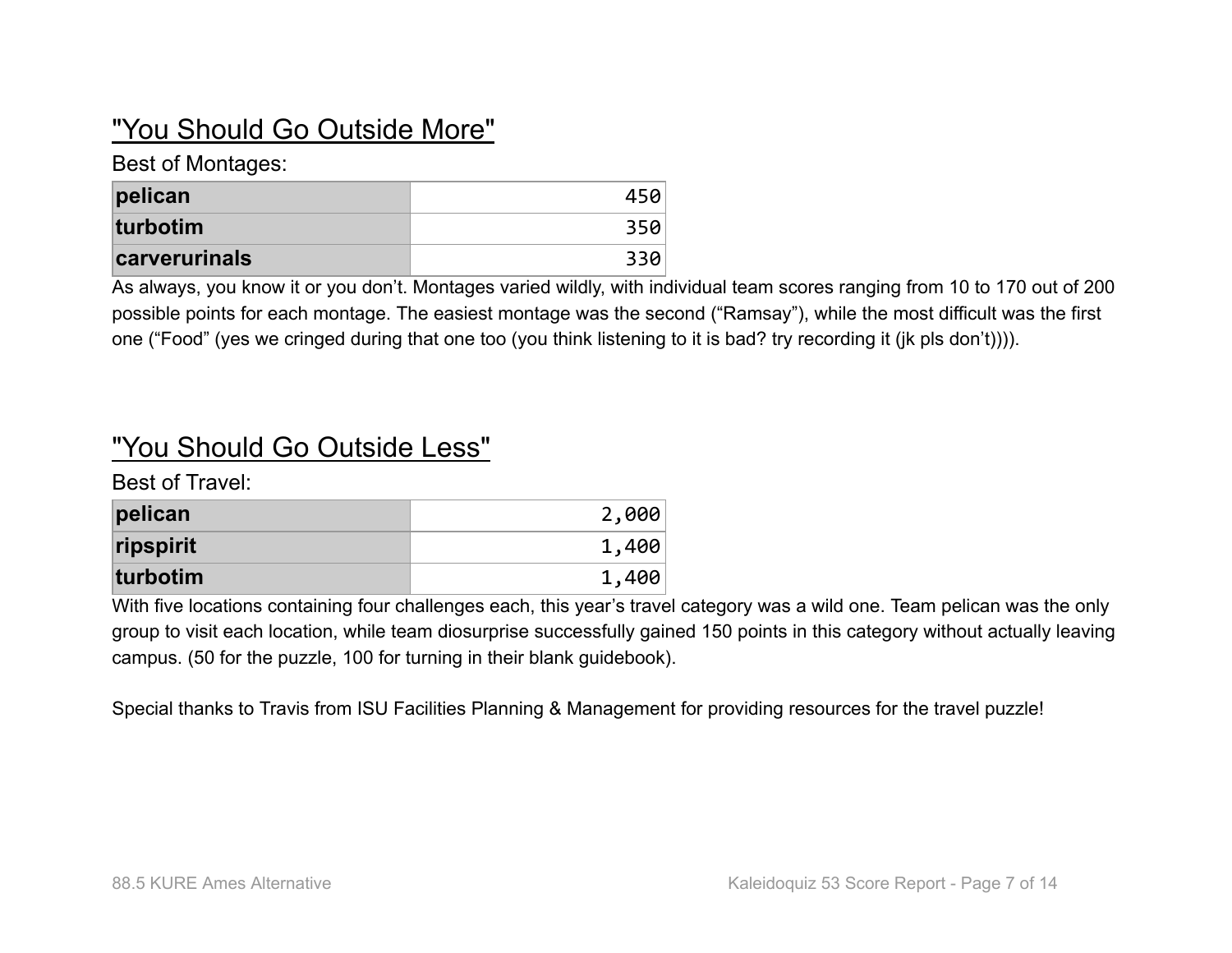## "You Should Go Outside More"

Best of Montages:

| | |
|---|---|
| **pelican** | 450 |
| **turbotim** | 350 |
| **carverurinals** | 330 |

As always, you know it or you don't. Montages varied wildly, with individual team scores ranging from 10 to 170 out of 200 possible points for each montage. The easiest montage was the second ("Ramsay"), while the most difficult was the first one ("Food" (yes we cringed during that one too (you think listening to it is bad? try recording it (jk pls don't)))).

## "You Should Go Outside Less"

Best of Travel:

| | |
|---|---|
| **pelican** | 2,000 |
| **ripspirit** | 1,400 |
| **turbotim** | 1,400 |

With five locations containing four challenges each, this year's travel category was a wild one. Team pelican was the only group to visit each location, while team diosurprise successfully gained 150 points in this category without actually leaving campus. (50 for the puzzle, 100 for turning in their blank guidebook).

Special thanks to Travis from ISU Facilities Planning & Management for providing resources for the travel puzzle!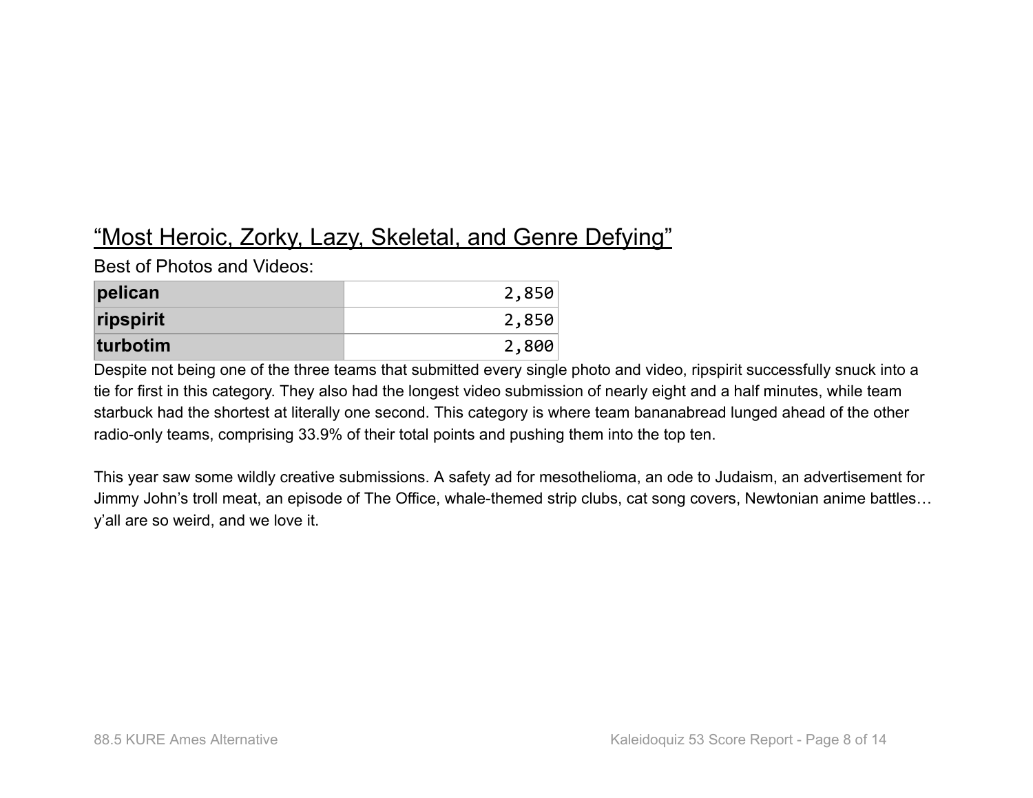## “Most Heroic, Zorky, Lazy, Skeletal, and Genre Defying”

Best of Photos and Videos:

| | |
|---|---|
| **pelican** | 2,850 |
| **ripspirit** | 2,850 |
| **turbotim** | 2,800 |

Despite not being one of the three teams that submitted every single photo and video, ripspirit successfully snuck into a tie for first in this category. They also had the longest video submission of nearly eight and a half minutes, while team starbuck had the shortest at literally one second. This category is where team bananabread lunged ahead of the other radio-only teams, comprising 33.9% of their total points and pushing them into the top ten.

This year saw some wildly creative submissions. A safety ad for mesothelioma, an ode to Judaism, an advertisement for Jimmy John’s troll meat, an episode of The Office, whale-themed strip clubs, cat song covers, Newtonian anime battles… y’all are so weird, and we love it.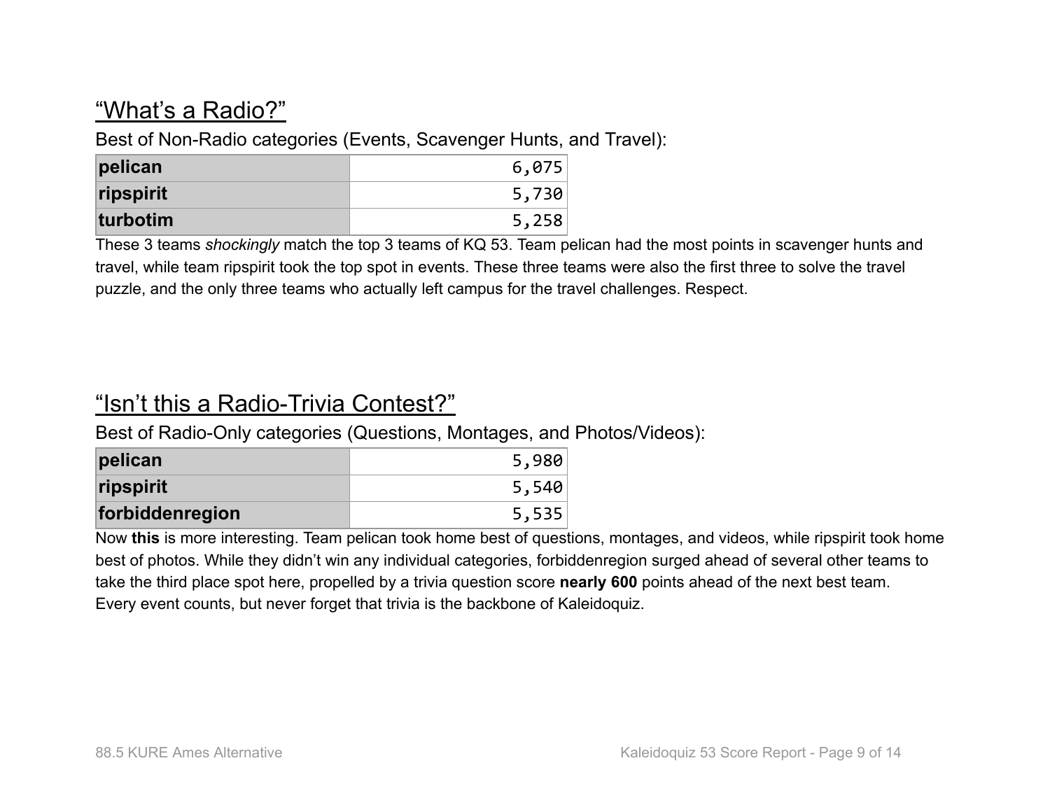## “What’s a Radio?”

Best of Non-Radio categories (Events, Scavenger Hunts, and Travel):

| | |
|---|---:|
| **pelican** | 6,075 |
| **ripspirit** | 5,730 |
| **turbotim** | 5,258 |

These 3 teams *shockingly* match the top 3 teams of KQ 53. Team pelican had the most points in scavenger hunts and travel, while team ripspirit took the top spot in events. These three teams were also the first three to solve the travel puzzle, and the only three teams who actually left campus for the travel challenges. Respect.

## “Isn’t this a Radio-Trivia Contest?”

Best of Radio-Only categories (Questions, Montages, and Photos/Videos):

| | |
|---|---:|
| **pelican** | 5,980 |
| **ripspirit** | 5,540 |
| **forbiddenregion** | 5,535 |

Now **this** is more interesting. Team pelican took home best of questions, montages, and videos, while ripspirit took home best of photos. While they didn’t win any individual categories, forbiddenregion surged ahead of several other teams to take the third place spot here, propelled by a trivia question score **nearly 600** points ahead of the next best team. Every event counts, but never forget that trivia is the backbone of Kaleidoquiz.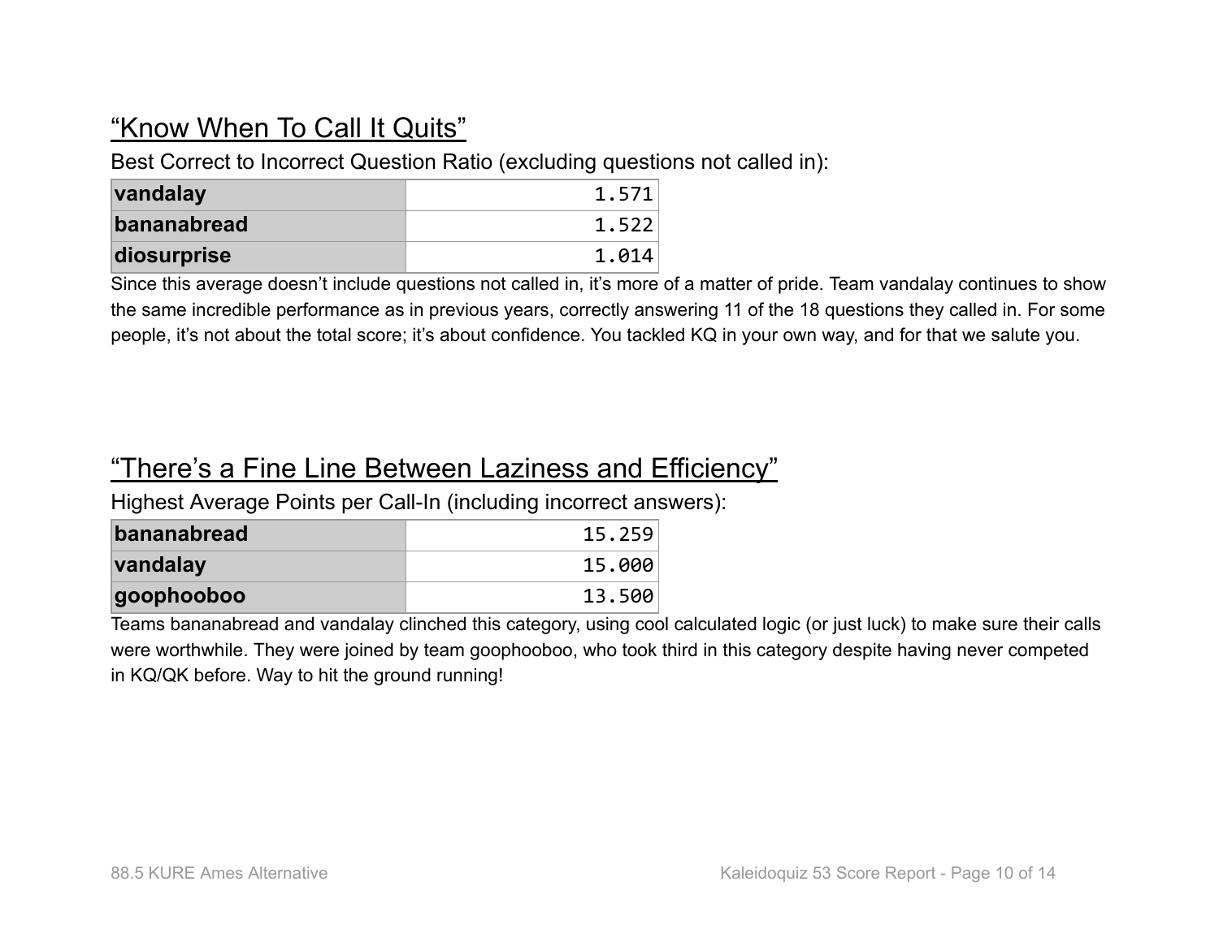## "Know When To Call It Quits"

Best Correct to Incorrect Question Ratio (excluding questions not called in):

| | |
|---|---|
| **vandalay** | 1.571 |
| **bananabread** | 1.522 |
| **diosurprise** | 1.014 |

Since this average doesn't include questions not called in, it's more of a matter of pride. Team vandalay continues to show the same incredible performance as in previous years, correctly answering 11 of the 18 questions they called in. For some people, it's not about the total score; it's about confidence. You tackled KQ in your own way, and for that we salute you.

## "There's a Fine Line Between Laziness and Efficiency"

Highest Average Points per Call-In (including incorrect answers):

| | |
|---|---|
| **bananabread** | 15.259 |
| **vandalay** | 15.000 |
| **goophooboo** | 13.500 |

Teams bananabread and vandalay clinched this category, using cool calculated logic (or just luck) to make sure their calls were worthwhile. They were joined by team goophooboo, who took third in this category despite having never competed in KQ/QK before. Way to hit the ground running!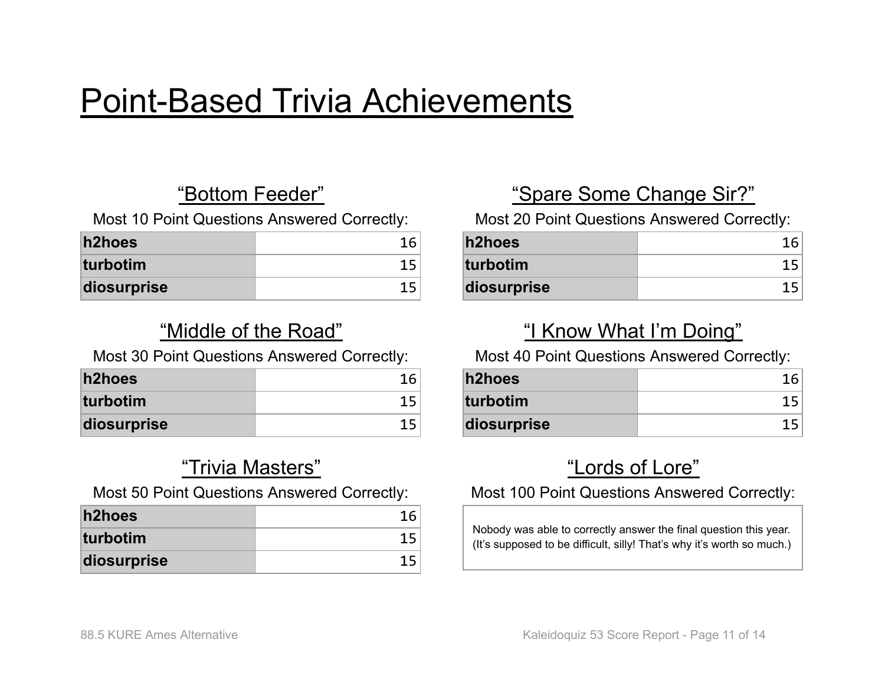# Point-Based Trivia Achievements

### “Bottom Feeder”

Most 10 Point Questions Answered Correctly:

| | |
|---|---|
| **h2hoes** | 16 |
| **turbotim** | 15 |
| **diosurprise** | 15 |

### “Spare Some Change Sir?”

Most 20 Point Questions Answered Correctly:

| | |
|---|---|
| **h2hoes** | 16 |
| **turbotim** | 15 |
| **diosurprise** | 15 |

### “Middle of the Road”

Most 30 Point Questions Answered Correctly:

| | |
|---|---|
| **h2hoes** | 16 |
| **turbotim** | 15 |
| **diosurprise** | 15 |

### “I Know What I’m Doing”

Most 40 Point Questions Answered Correctly:

| | |
|---|---|
| **h2hoes** | 16 |
| **turbotim** | 15 |
| **diosurprise** | 15 |

### “Trivia Masters”

Most 50 Point Questions Answered Correctly:

| | |
|---|---|
| **h2hoes** | 16 |
| **turbotim** | 15 |
| **diosurprise** | 15 |

### “Lords of Lore”

Most 100 Point Questions Answered Correctly:

Nobody was able to correctly answer the final question this year. (It’s supposed to be difficult, silly! That’s why it’s worth so much.)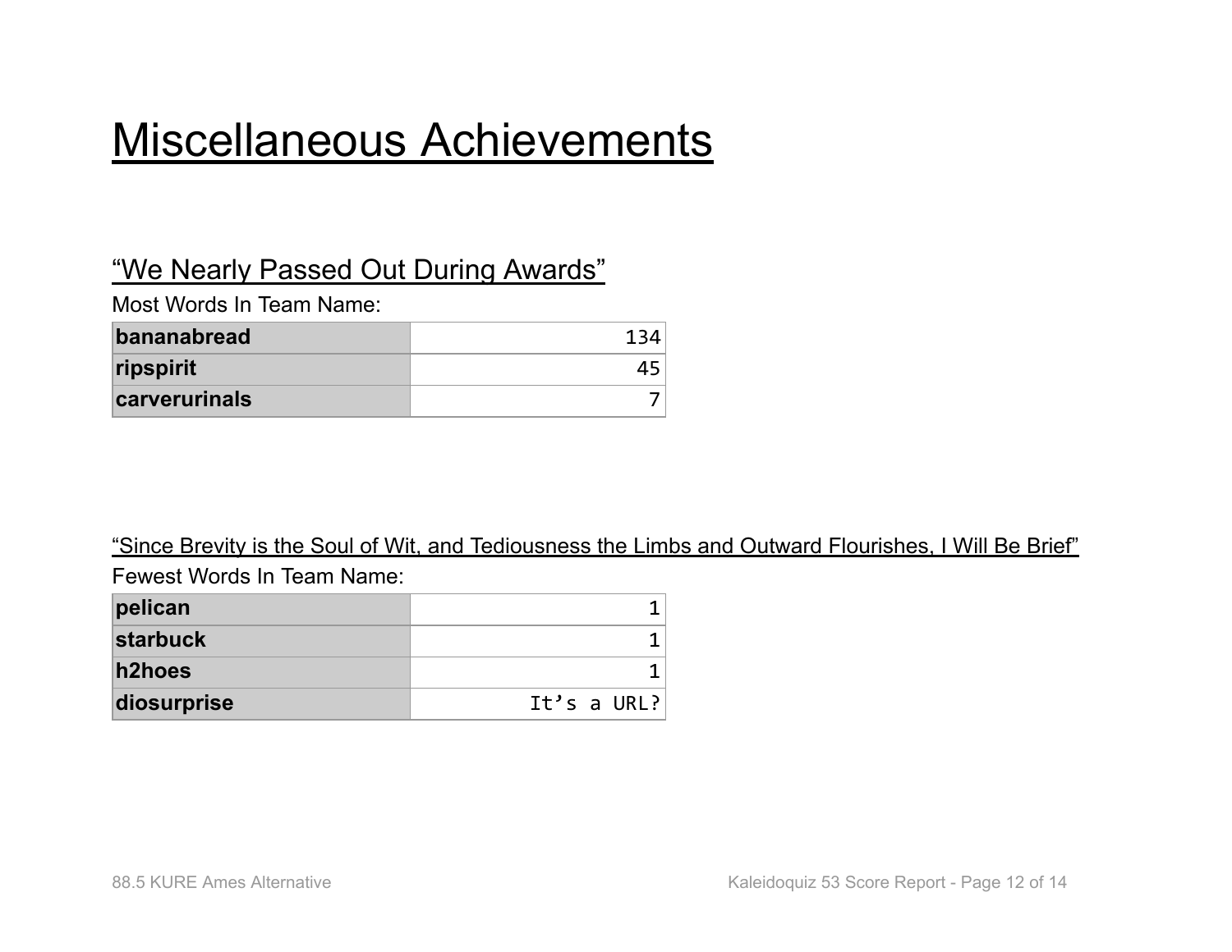# Miscellaneous Achievements

## “We Nearly Passed Out During Awards”

Most Words In Team Name:

| | |
|---|---|
| **bananabread** | 134 |
| **ripspirit** | 45 |
| **carverurinals** | 7 |

## “Since Brevity is the Soul of Wit, and Tediousness the Limbs and Outward Flourishes, I Will Be Brief”

Fewest Words In Team Name:

| | |
|---|---|
| **pelican** | 1 |
| **starbuck** | 1 |
| **h2hoes** | 1 |
| **diosurprise** | It’s a URL? |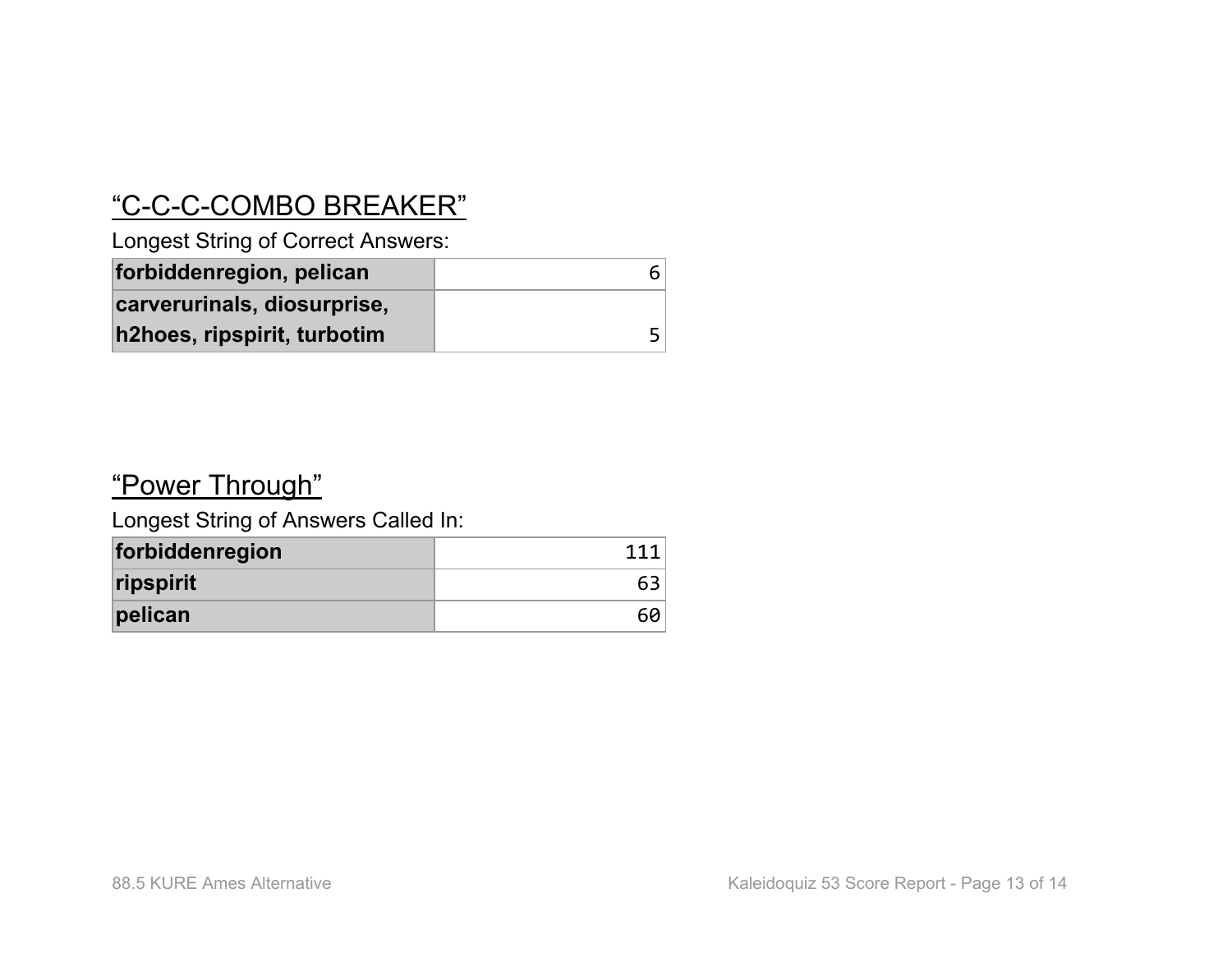## "C-C-C-COMBO BREAKER"

Longest String of Correct Answers:

| | |
|---|---|
| **forbiddenregion, pelican** | 6 |
| **carverurinals, diosurprise, h2hoes, ripspirit, turbotim** | 5 |

## "Power Through"

Longest String of Answers Called In:

| | |
|---|---|
| **forbiddenregion** | 111 |
| **ripspirit** | 63 |
| **pelican** | 60 |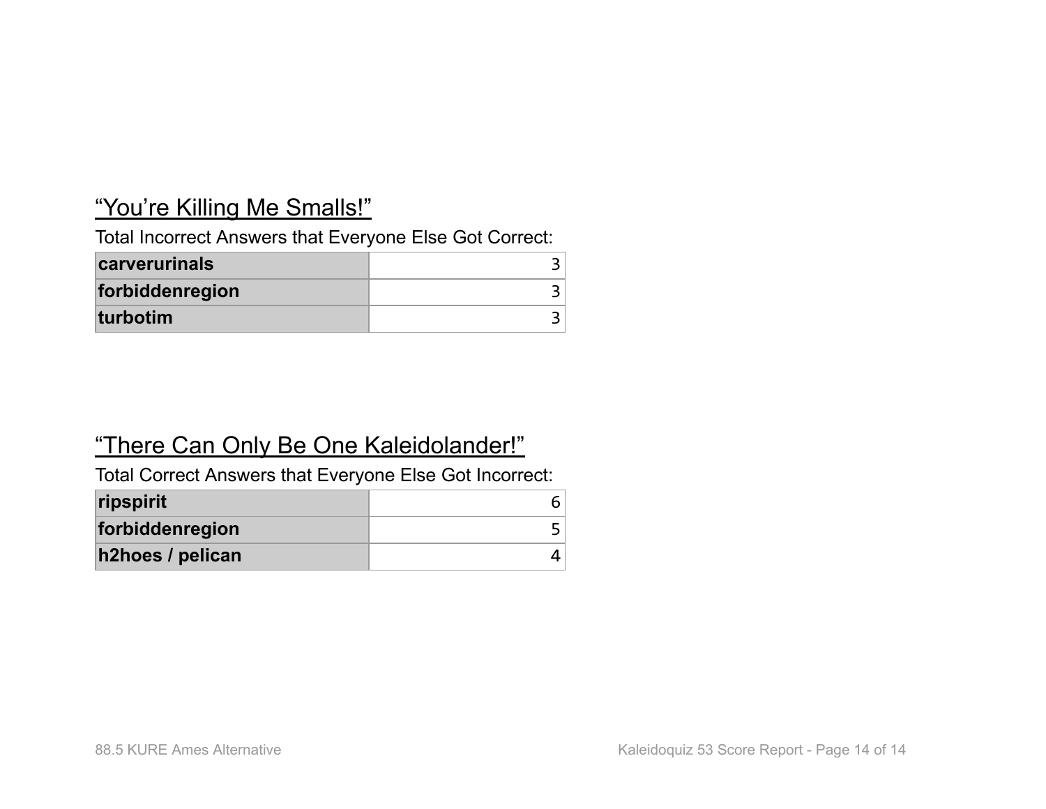"You're Killing Me Smalls!"

Total Incorrect Answers that Everyone Else Got Correct:

| | |
|---|---|
| **carverurinals** | 3 |
| **forbiddenregion** | 3 |
| **turbotim** | 3 |

"There Can Only Be One Kaleidolander!"

Total Correct Answers that Everyone Else Got Incorrect:

| | |
|---|---|
| **ripspirit** | 6 |
| **forbiddenregion** | 5 |
| **h2hoes / pelican** | 4 |